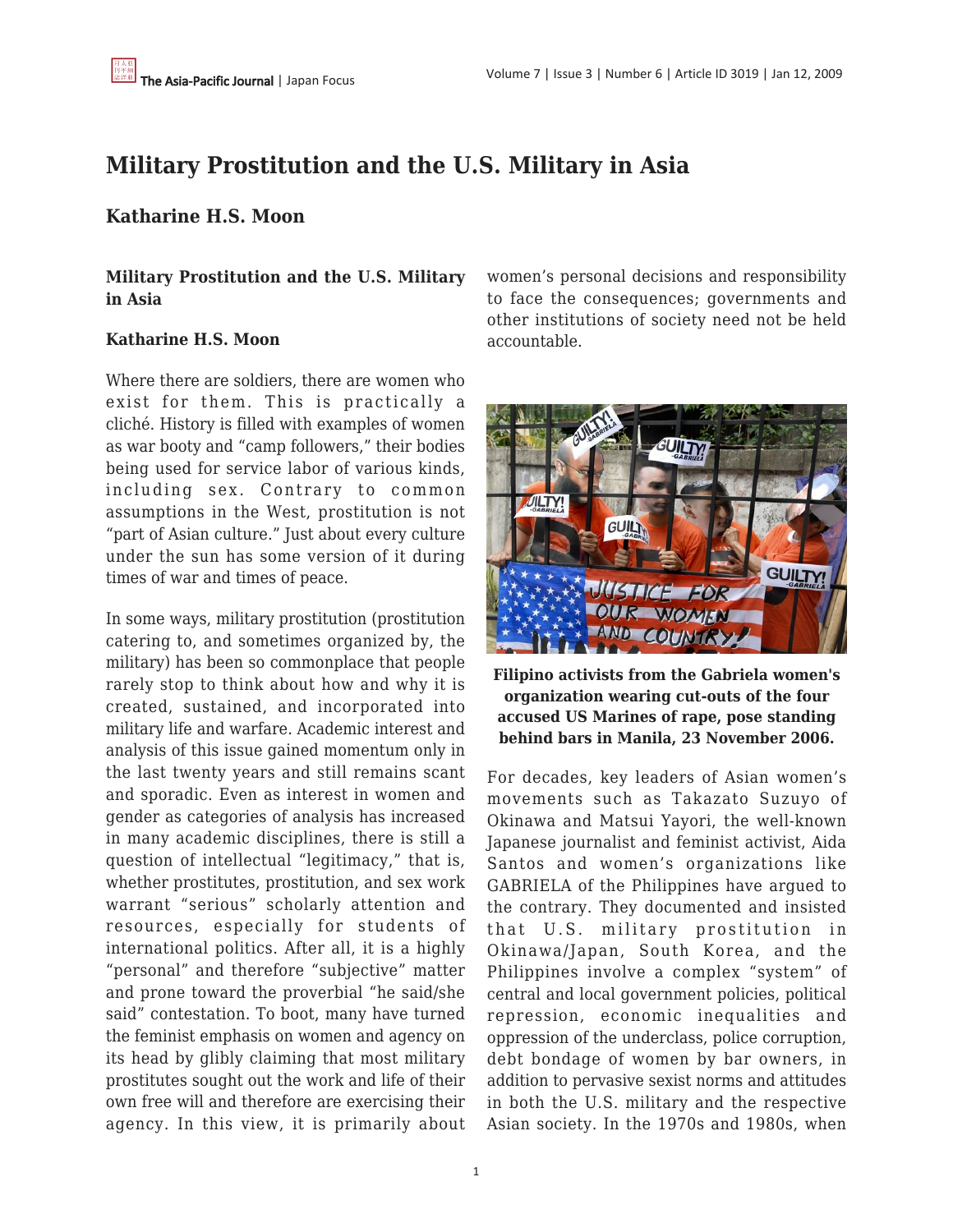# Military Prostitution and the U.S. Military in Asia

## Katharine H.S. Moon

**Military Prostitution and the U.S. Military in Asia**

**Katharine H.S. Moon**

Where there are soldiers, there are women who exist for them. This is practically a cliché. History is filled with examples of women as war booty and "camp followers," their bodies being used for service labor of various kinds, including sex. Contrary to common assumptions in the West, prostitution is not "part of Asian culture." Just about every culture under the sun has some version of it during times of war and times of peace.

In some ways, military prostitution (prostitution catering to, and sometimes organized by, the military) has been so commonplace that people rarely stop to think about how and why it is created, sustained, and incorporated into military life and warfare. Academic interest and analysis of this issue gained momentum only in the last twenty years and still remains scant and sporadic. Even as interest in women and gender as categories of analysis has increased in many academic disciplines, there is still a question of intellectual "legitimacy," that is, whether prostitutes, prostitution, and sex work warrant "serious" scholarly attention and resources, especially for students of international politics. After all, it is a highly "personal" and therefore "subjective" matter and prone toward the proverbial "he said/she said" contestation. To boot, many have turned the feminist emphasis on women and agency on its head by glibly claiming that most military prostitutes sought out the work and life of their own free will and therefore are exercising their agency. In this view, it is primarily about women's personal decisions and responsibility to face the consequences; governments and other institutions of society need not be held accountable.

**Filipino activists from the Gabriela women's organization wearing cut-outs of the four accused US Marines of rape, pose standing behind bars in Manila, 23 November 2006.**

For decades, key leaders of Asian women's movements such as Takazato Suzuyo of Okinawa and Matsui Yayori, the well-known Japanese journalist and feminist activist, Aida Santos and women's organizations like GABRIELA of the Philippines have argued to the contrary. They documented and insisted that U.S. military prostitution in Okinawa/Japan, South Korea, and the Philippines involve a complex "system" of central and local government policies, political repression, economic inequalities and oppression of the underclass, police corruption, debt bondage of women by bar owners, in addition to pervasive sexist norms and attitudes in both the U.S. military and the respective Asian society. In the 1970s and 1980s, when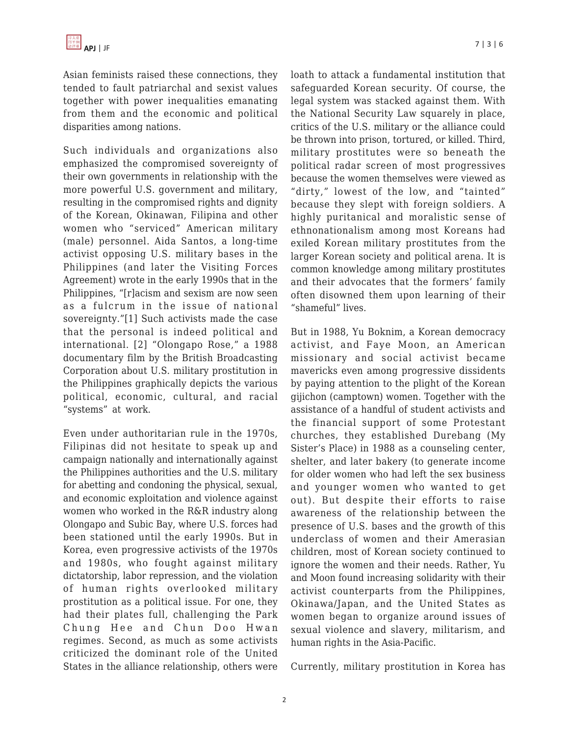Asian feminists raised these connections, they tended to fault patriarchal and sexist values together with power inequalities emanating from them and the economic and political disparities among nations.

Such individuals and organizations also emphasized the compromised sovereignty of their own governments in relationship with the more powerful U.S. government and military, resulting in the compromised rights and dignity of the Korean, Okinawan, Filipina and other women who "serviced" American military (male) personnel. Aida Santos, a long-time activist opposing U.S. military bases in the Philippines (and later the Visiting Forces Agreement) wrote in the early 1990s that in the Philippines, "[r]acism and sexism are now seen as a fulcrum in the issue of national sovereignty."[1] Such activists made the case that the personal is indeed political and international. [2] "Olongapo Rose," a 1988 documentary film by the British Broadcasting Corporation about U.S. military prostitution in the Philippines graphically depicts the various political, economic, cultural, and racial "systems" at work.

Even under authoritarian rule in the 1970s, Filipinas did not hesitate to speak up and campaign nationally and internationally against the Philippines authorities and the U.S. military for abetting and condoning the physical, sexual, and economic exploitation and violence against women who worked in the R&R industry along Olongapo and Subic Bay, where U.S. forces had been stationed until the early 1990s. But in Korea, even progressive activists of the 1970s and 1980s, who fought against military dictatorship, labor repression, and the violation of human rights overlooked military prostitution as a political issue. For one, they had their plates full, challenging the Park Chung Hee and Chun Doo Hwan regimes. Second, as much as some activists criticized the dominant role of the United States in the alliance relationship, others were loath to attack a fundamental institution that safeguarded Korean security. Of course, the legal system was stacked against them. With the National Security Law squarely in place, critics of the U.S. military or the alliance could be thrown into prison, tortured, or killed. Third, military prostitutes were so beneath the political radar screen of most progressives because the women themselves were viewed as "dirty," lowest of the low, and "tainted" because they slept with foreign soldiers. A highly puritanical and moralistic sense of ethnonationalism among most Koreans had exiled Korean military prostitutes from the larger Korean society and political arena. It is common knowledge among military prostitutes and their advocates that the formers' family often disowned them upon learning of their "shameful" lives.

But in 1988, Yu Boknim, a Korean democracy activist, and Faye Moon, an American missionary and social activist became mavericks even among progressive dissidents by paying attention to the plight of the Korean gijichon (camptown) women. Together with the assistance of a handful of student activists and the financial support of some Protestant churches, they established Durebang (My Sister's Place) in 1988 as a counseling center, shelter, and later bakery (to generate income for older women who had left the sex business and younger women who wanted to get out). But despite their efforts to raise awareness of the relationship between the presence of U.S. bases and the growth of this underclass of women and their Amerasian children, most of Korean society continued to ignore the women and their needs. Rather, Yu and Moon found increasing solidarity with their activist counterparts from the Philippines, Okinawa/Japan, and the United States as women began to organize around issues of sexual violence and slavery, militarism, and human rights in the Asia-Pacific.

Currently, military prostitution in Korea has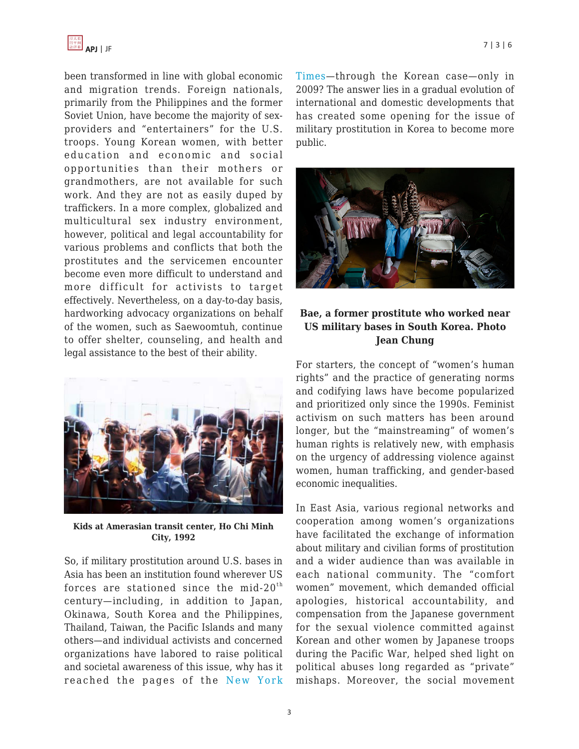been transformed in line with global economic and migration trends. Foreign nationals, primarily from the Philippines and the former Soviet Union, have become the majority of sex-providers and "entertainers" for the U.S. troops. Young Korean women, with better education and economic and social opportunities than their mothers or grandmothers, are not available for such work. And they are not as easily duped by traffickers. In a more complex, globalized and multicultural sex industry environment, however, political and legal accountability for various problems and conflicts that both the prostitutes and the servicemen encounter become even more difficult to understand and more difficult for activists to target effectively. Nevertheless, on a day-to-day basis, hardworking advocacy organizations on behalf of the women, such as Saewoomtuh, continue to offer shelter, counseling, and health and legal assistance to the best of their ability.

**Kids at Amerasian transit center, Ho Chi Minh City, 1992**

So, if military prostitution around U.S. bases in Asia has been an institution found wherever US forces are stationed since the mid-20th century—including, in addition to Japan, Okinawa, South Korea and the Philippines, Thailand, Taiwan, the Pacific Islands and many others—and individual activists and concerned organizations have labored to raise political and societal awareness of this issue, why has it reached the pages of the New York Times—through the Korean case—only in 2009? The answer lies in a gradual evolution of international and domestic developments that has created some opening for the issue of military prostitution in Korea to become more public.

**Bae, a former prostitute who worked near US military bases in South Korea. Photo Jean Chung**

For starters, the concept of "women's human rights" and the practice of generating norms and codifying laws have become popularized and prioritized only since the 1990s. Feminist activism on such matters has been around longer, but the "mainstreaming" of women's human rights is relatively new, with emphasis on the urgency of addressing violence against women, human trafficking, and gender-based economic inequalities.

In East Asia, various regional networks and cooperation among women's organizations have facilitated the exchange of information about military and civilian forms of prostitution and a wider audience than was available in each national community. The "comfort women" movement, which demanded official apologies, historical accountability, and compensation from the Japanese government for the sexual violence committed against Korean and other women by Japanese troops during the Pacific War, helped shed light on political abuses long regarded as "private" mishaps. Moreover, the social movement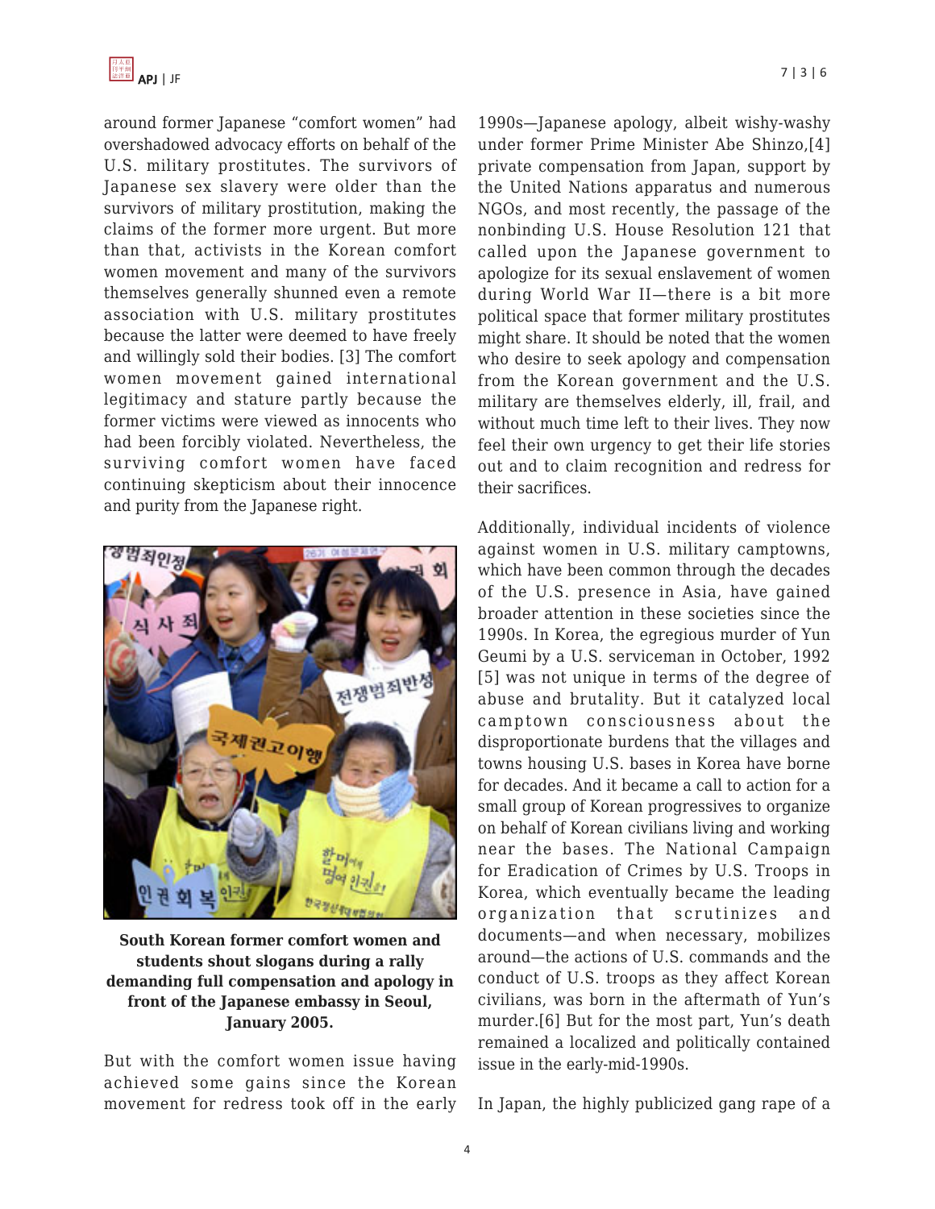around former Japanese "comfort women" had overshadowed advocacy efforts on behalf of the U.S. military prostitutes. The survivors of Japanese sex slavery were older than the survivors of military prostitution, making the claims of the former more urgent. But more than that, activists in the Korean comfort women movement and many of the survivors themselves generally shunned even a remote association with U.S. military prostitutes because the latter were deemed to have freely and willingly sold their bodies. [3] The comfort women movement gained international legitimacy and stature partly because the former victims were viewed as innocents who had been forcibly violated. Nevertheless, the surviving comfort women have faced continuing skepticism about their innocence and purity from the Japanese right.

**South Korean former comfort women and students shout slogans during a rally demanding full compensation and apology in front of the Japanese embassy in Seoul, January 2005.**

But with the comfort women issue having achieved some gains since the Korean movement for redress took off in the early 1990s—Japanese apology, albeit wishy-washy under former Prime Minister Abe Shinzo,[4] private compensation from Japan, support by the United Nations apparatus and numerous NGOs, and most recently, the passage of the nonbinding U.S. House Resolution 121 that called upon the Japanese government to apologize for its sexual enslavement of women during World War II—there is a bit more political space that former military prostitutes might share. It should be noted that the women who desire to seek apology and compensation from the Korean government and the U.S. military are themselves elderly, ill, frail, and without much time left to their lives. They now feel their own urgency to get their life stories out and to claim recognition and redress for their sacrifices.

Additionally, individual incidents of violence against women in U.S. military camptowns, which have been common through the decades of the U.S. presence in Asia, have gained broader attention in these societies since the 1990s. In Korea, the egregious murder of Yun Geumi by a U.S. serviceman in October, 1992 [5] was not unique in terms of the degree of abuse and brutality. But it catalyzed local camptown consciousness about the disproportionate burdens that the villages and towns housing U.S. bases in Korea have borne for decades. And it became a call to action for a small group of Korean progressives to organize on behalf of Korean civilians living and working near the bases. The National Campaign for Eradication of Crimes by U.S. Troops in Korea, which eventually became the leading organization that scrutinizes and documents—and when necessary, mobilizes around—the actions of U.S. commands and the conduct of U.S. troops as they affect Korean civilians, was born in the aftermath of Yun's murder.[6] But for the most part, Yun's death remained a localized and politically contained issue in the early-mid-1990s.

In Japan, the highly publicized gang rape of a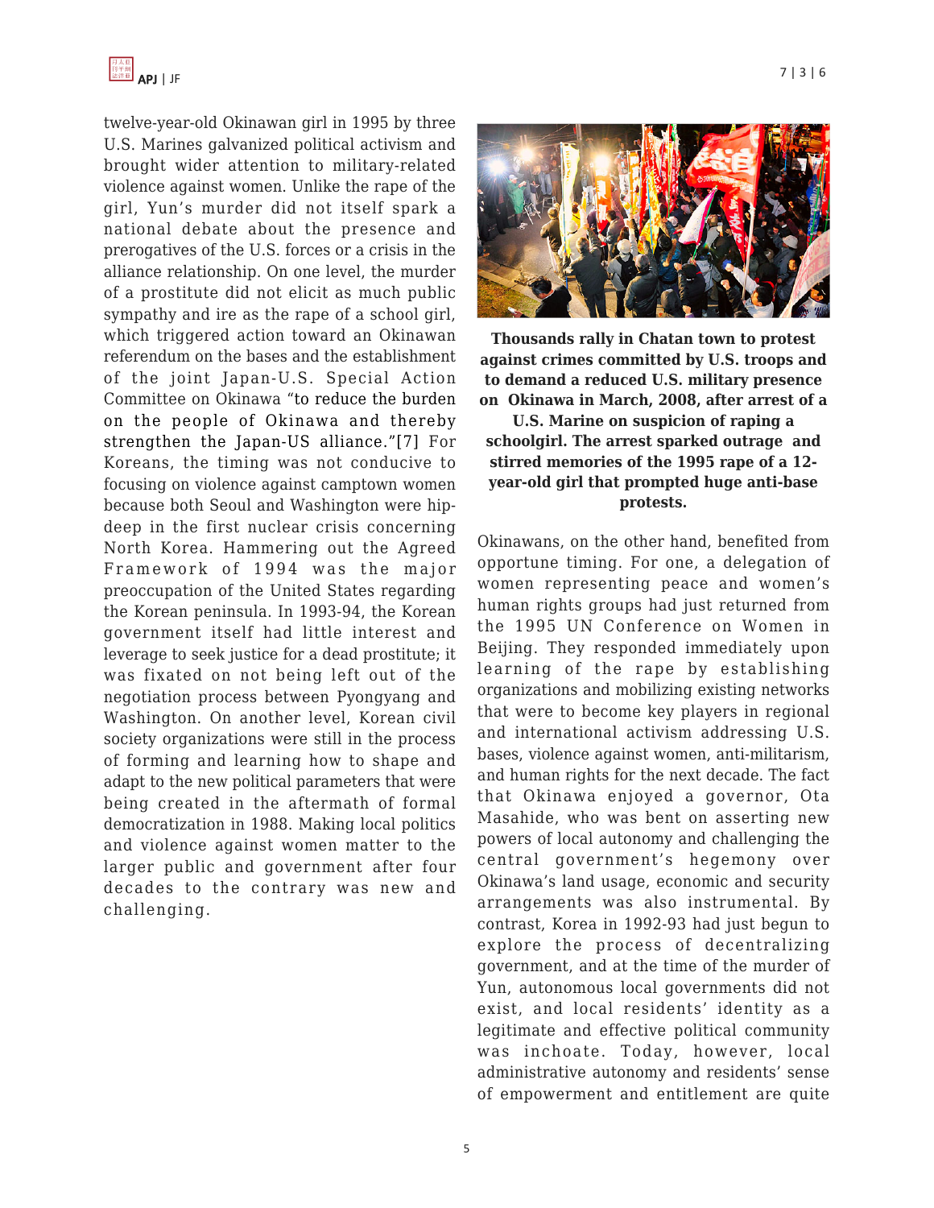twelve-year-old Okinawan girl in 1995 by three U.S. Marines galvanized political activism and brought wider attention to military-related violence against women. Unlike the rape of the girl, Yun's murder did not itself spark a national debate about the presence and prerogatives of the U.S. forces or a crisis in the alliance relationship. On one level, the murder of a prostitute did not elicit as much public sympathy and ire as the rape of a school girl, which triggered action toward an Okinawan referendum on the bases and the establishment of the joint Japan-U.S. Special Action Committee on Okinawa "to reduce the burden on the people of Okinawa and thereby strengthen the Japan-US alliance."[7] For Koreans, the timing was not conducive to focusing on violence against camptown women because both Seoul and Washington were hip-deep in the first nuclear crisis concerning North Korea. Hammering out the Agreed Framework of 1994 was the major preoccupation of the United States regarding the Korean peninsula. In 1993-94, the Korean government itself had little interest and leverage to seek justice for a dead prostitute; it was fixated on not being left out of the negotiation process between Pyongyang and Washington. On another level, Korean civil society organizations were still in the process of forming and learning how to shape and adapt to the new political parameters that were being created in the aftermath of formal democratization in 1988. Making local politics and violence against women matter to the larger public and government after four decades to the contrary was new and challenging.

**Thousands rally in Chatan town to protest against crimes committed by U.S. troops and to demand a reduced U.S. military presence on Okinawa in March, 2008, after arrest of a U.S. Marine on suspicion of raping a schoolgirl. The arrest sparked outrage and stirred memories of the 1995 rape of a 12-year-old girl that prompted huge anti-base protests.**

Okinawans, on the other hand, benefited from opportune timing. For one, a delegation of women representing peace and women's human rights groups had just returned from the 1995 UN Conference on Women in Beijing. They responded immediately upon learning of the rape by establishing organizations and mobilizing existing networks that were to become key players in regional and international activism addressing U.S. bases, violence against women, anti-militarism, and human rights for the next decade. The fact that Okinawa enjoyed a governor, Ota Masahide, who was bent on asserting new powers of local autonomy and challenging the central government's hegemony over Okinawa's land usage, economic and security arrangements was also instrumental. By contrast, Korea in 1992-93 had just begun to explore the process of decentralizing government, and at the time of the murder of Yun, autonomous local governments did not exist, and local residents' identity as a legitimate and effective political community was inchoate. Today, however, local administrative autonomy and residents' sense of empowerment and entitlement are quite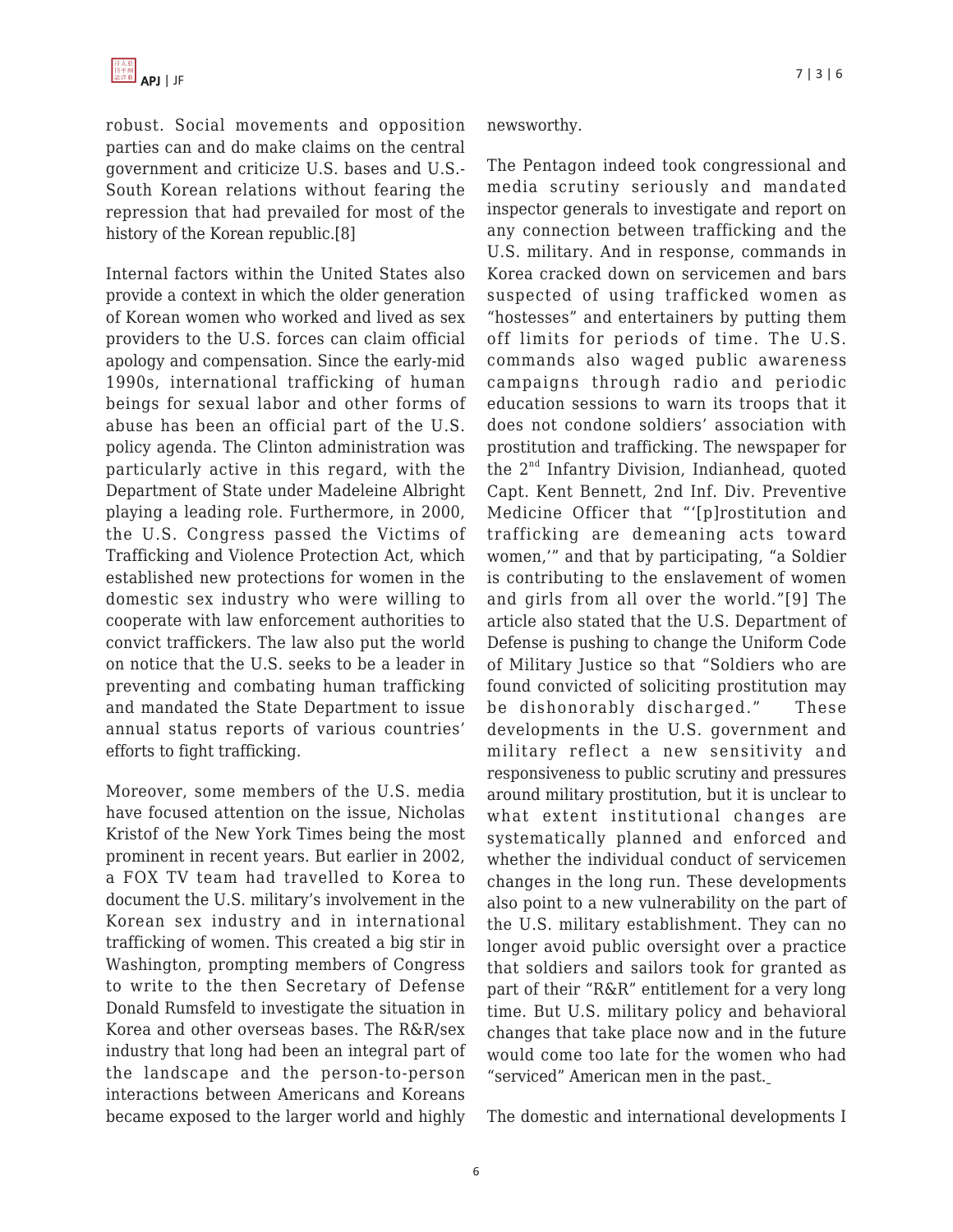robust. Social movements and opposition parties can and do make claims on the central government and criticize U.S. bases and U.S.-South Korean relations without fearing the repression that had prevailed for most of the history of the Korean republic.[8]

Internal factors within the United States also provide a context in which the older generation of Korean women who worked and lived as sex providers to the U.S. forces can claim official apology and compensation. Since the early-mid 1990s, international trafficking of human beings for sexual labor and other forms of abuse has been an official part of the U.S. policy agenda. The Clinton administration was particularly active in this regard, with the Department of State under Madeleine Albright playing a leading role. Furthermore, in 2000, the U.S. Congress passed the Victims of Trafficking and Violence Protection Act, which established new protections for women in the domestic sex industry who were willing to cooperate with law enforcement authorities to convict traffickers. The law also put the world on notice that the U.S. seeks to be a leader in preventing and combating human trafficking and mandated the State Department to issue annual status reports of various countries' efforts to fight trafficking.

Moreover, some members of the U.S. media have focused attention on the issue, Nicholas Kristof of the New York Times being the most prominent in recent years. But earlier in 2002, a FOX TV team had travelled to Korea to document the U.S. military's involvement in the Korean sex industry and in international trafficking of women. This created a big stir in Washington, prompting members of Congress to write to the then Secretary of Defense Donald Rumsfeld to investigate the situation in Korea and other overseas bases. The R&R/sex industry that long had been an integral part of the landscape and the person-to-person interactions between Americans and Koreans became exposed to the larger world and highly newsworthy.

The Pentagon indeed took congressional and media scrutiny seriously and mandated inspector generals to investigate and report on any connection between trafficking and the U.S. military. And in response, commands in Korea cracked down on servicemen and bars suspected of using trafficked women as "hostesses" and entertainers by putting them off limits for periods of time. The U.S. commands also waged public awareness campaigns through radio and periodic education sessions to warn its troops that it does not condone soldiers' association with prostitution and trafficking. The newspaper for the 2nd Infantry Division, Indianhead, quoted Capt. Kent Bennett, 2nd Inf. Div. Preventive Medicine Officer that "'[p]rostitution and trafficking are demeaning acts toward women,'" and that by participating, "a Soldier is contributing to the enslavement of women and girls from all over the world."[9] The article also stated that the U.S. Department of Defense is pushing to change the Uniform Code of Military Justice so that "Soldiers who are found convicted of soliciting prostitution may be dishonorably discharged." These developments in the U.S. government and military reflect a new sensitivity and responsiveness to public scrutiny and pressures around military prostitution, but it is unclear to what extent institutional changes are systematically planned and enforced and whether the individual conduct of servicemen changes in the long run. These developments also point to a new vulnerability on the part of the U.S. military establishment. They can no longer avoid public oversight over a practice that soldiers and sailors took for granted as part of their "R&R" entitlement for a very long time. But U.S. military policy and behavioral changes that take place now and in the future would come too late for the women who had "serviced" American men in the past.

The domestic and international developments I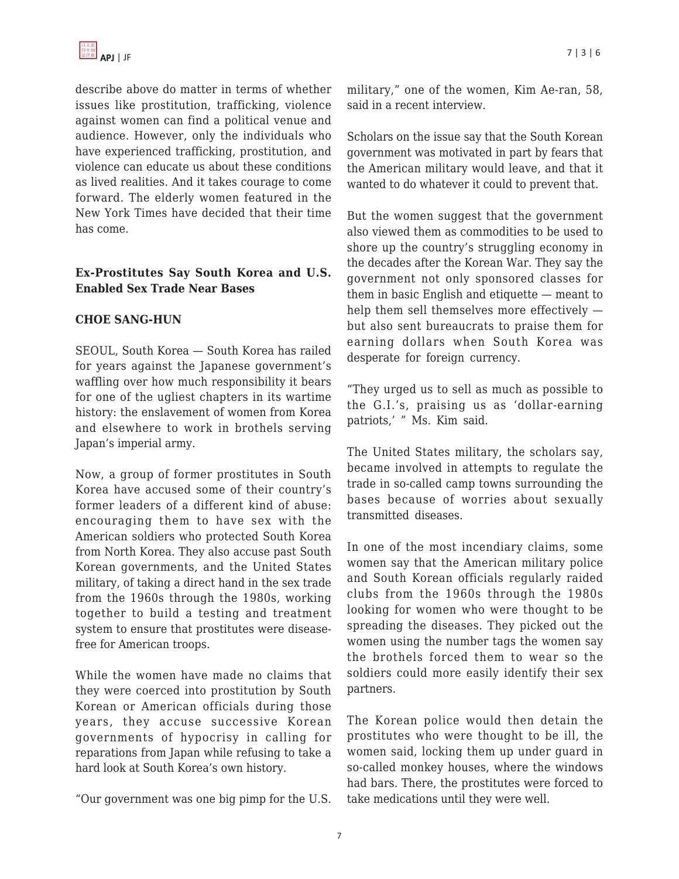describe above do matter in terms of whether issues like prostitution, trafficking, violence against women can find a political venue and audience. However, only the individuals who have experienced trafficking, prostitution, and violence can educate us about these conditions as lived realities. And it takes courage to come forward. The elderly women featured in the New York Times have decided that their time has come.

**Ex-Prostitutes Say South Korea and U.S. Enabled Sex Trade Near Bases**

**CHOE SANG-HUN**

SEOUL, South Korea — South Korea has railed for years against the Japanese government's waffling over how much responsibility it bears for one of the ugliest chapters in its wartime history: the enslavement of women from Korea and elsewhere to work in brothels serving Japan's imperial army.

Now, a group of former prostitutes in South Korea have accused some of their country's former leaders of a different kind of abuse: encouraging them to have sex with the American soldiers who protected South Korea from North Korea. They also accuse past South Korean governments, and the United States military, of taking a direct hand in the sex trade from the 1960s through the 1980s, working together to build a testing and treatment system to ensure that prostitutes were disease-free for American troops.

While the women have made no claims that they were coerced into prostitution by South Korean or American officials during those years, they accuse successive Korean governments of hypocrisy in calling for reparations from Japan while refusing to take a hard look at South Korea's own history.

"Our government was one big pimp for the U.S. military," one of the women, Kim Ae-ran, 58, said in a recent interview.

Scholars on the issue say that the South Korean government was motivated in part by fears that the American military would leave, and that it wanted to do whatever it could to prevent that.

But the women suggest that the government also viewed them as commodities to be used to shore up the country's struggling economy in the decades after the Korean War. They say the government not only sponsored classes for them in basic English and etiquette — meant to help them sell themselves more effectively — but also sent bureaucrats to praise them for earning dollars when South Korea was desperate for foreign currency.

"They urged us to sell as much as possible to the G.I.'s, praising us as 'dollar-earning patriots,' " Ms. Kim said.

The United States military, the scholars say, became involved in attempts to regulate the trade in so-called camp towns surrounding the bases because of worries about sexually transmitted diseases.

In one of the most incendiary claims, some women say that the American military police and South Korean officials regularly raided clubs from the 1960s through the 1980s looking for women who were thought to be spreading the diseases. They picked out the women using the number tags the women say the brothels forced them to wear so the soldiers could more easily identify their sex partners.

The Korean police would then detain the prostitutes who were thought to be ill, the women said, locking them up under guard in so-called monkey houses, where the windows had bars. There, the prostitutes were forced to take medications until they were well.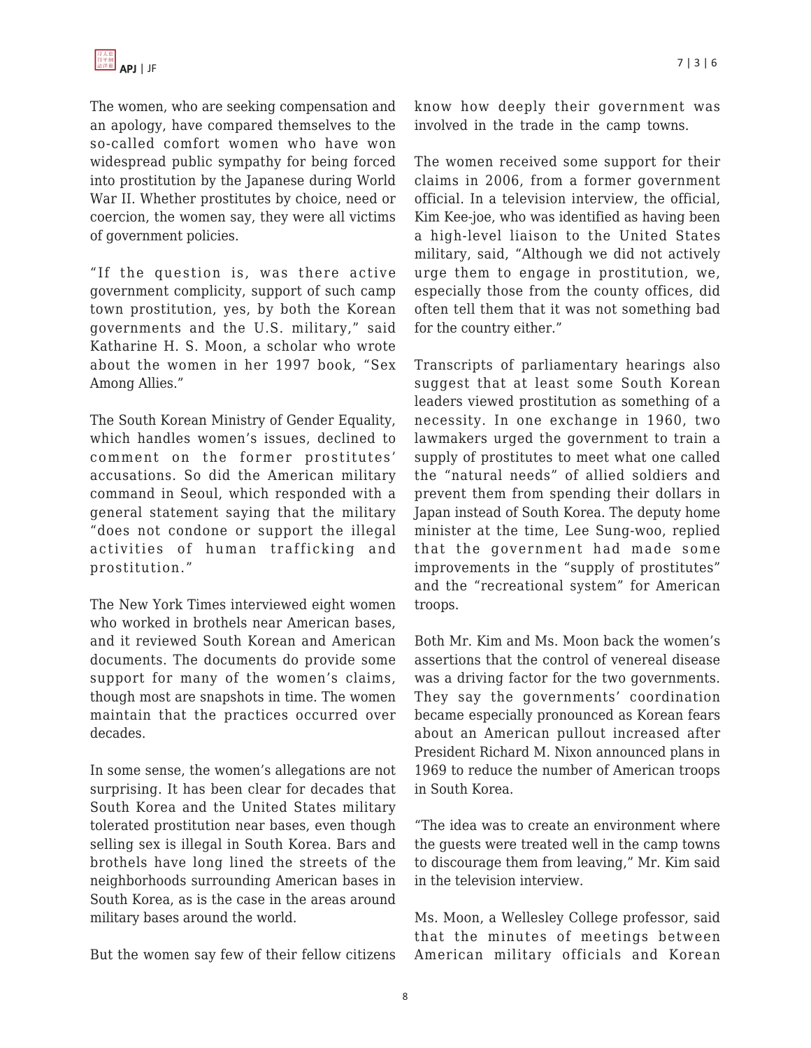The women, who are seeking compensation and an apology, have compared themselves to the so-called comfort women who have won widespread public sympathy for being forced into prostitution by the Japanese during World War II. Whether prostitutes by choice, need or coercion, the women say, they were all victims of government policies.

"If the question is, was there active government complicity, support of such camp town prostitution, yes, by both the Korean governments and the U.S. military," said Katharine H. S. Moon, a scholar who wrote about the women in her 1997 book, "Sex Among Allies."

The South Korean Ministry of Gender Equality, which handles women's issues, declined to comment on the former prostitutes' accusations. So did the American military command in Seoul, which responded with a general statement saying that the military "does not condone or support the illegal activities of human trafficking and prostitution."

The New York Times interviewed eight women who worked in brothels near American bases, and it reviewed South Korean and American documents. The documents do provide some support for many of the women's claims, though most are snapshots in time. The women maintain that the practices occurred over decades.

In some sense, the women's allegations are not surprising. It has been clear for decades that South Korea and the United States military tolerated prostitution near bases, even though selling sex is illegal in South Korea. Bars and brothels have long lined the streets of the neighborhoods surrounding American bases in South Korea, as is the case in the areas around military bases around the world.

But the women say few of their fellow citizens know how deeply their government was involved in the trade in the camp towns.

The women received some support for their claims in 2006, from a former government official. In a television interview, the official, Kim Kee-joe, who was identified as having been a high-level liaison to the United States military, said, "Although we did not actively urge them to engage in prostitution, we, especially those from the county offices, did often tell them that it was not something bad for the country either."

Transcripts of parliamentary hearings also suggest that at least some South Korean leaders viewed prostitution as something of a necessity. In one exchange in 1960, two lawmakers urged the government to train a supply of prostitutes to meet what one called the "natural needs" of allied soldiers and prevent them from spending their dollars in Japan instead of South Korea. The deputy home minister at the time, Lee Sung-woo, replied that the government had made some improvements in the "supply of prostitutes" and the "recreational system" for American troops.

Both Mr. Kim and Ms. Moon back the women's assertions that the control of venereal disease was a driving factor for the two governments. They say the governments' coordination became especially pronounced as Korean fears about an American pullout increased after President Richard M. Nixon announced plans in 1969 to reduce the number of American troops in South Korea.

"The idea was to create an environment where the guests were treated well in the camp towns to discourage them from leaving," Mr. Kim said in the television interview.

Ms. Moon, a Wellesley College professor, said that the minutes of meetings between American military officials and Korean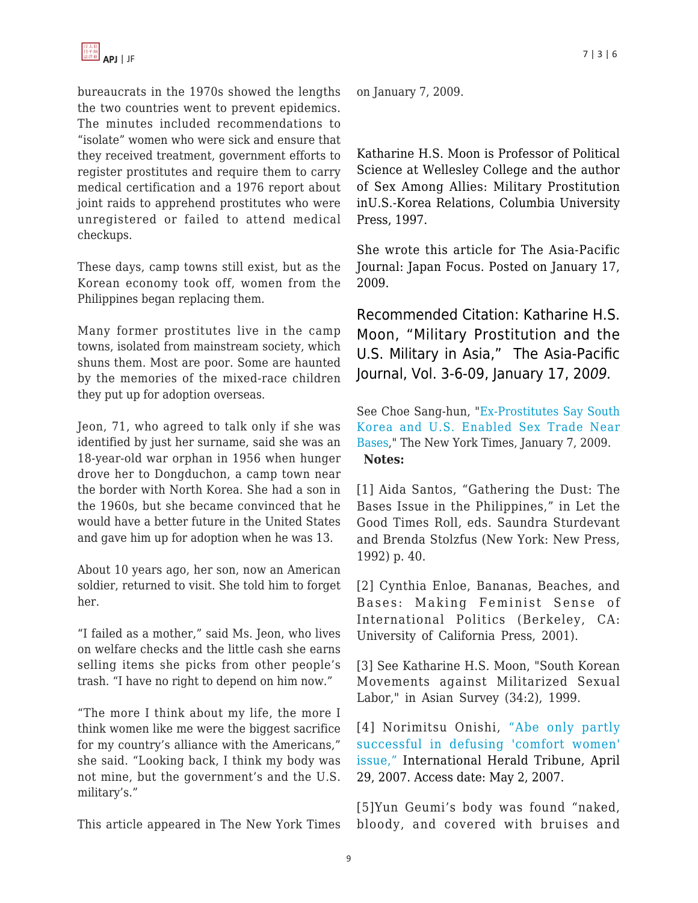bureaucrats in the 1970s showed the lengths the two countries went to prevent epidemics. The minutes included recommendations to "isolate" women who were sick and ensure that they received treatment, government efforts to register prostitutes and require them to carry medical certification and a 1976 report about joint raids to apprehend prostitutes who were unregistered or failed to attend medical checkups.

These days, camp towns still exist, but as the Korean economy took off, women from the Philippines began replacing them.

Many former prostitutes live in the camp towns, isolated from mainstream society, which shuns them. Most are poor. Some are haunted by the memories of the mixed-race children they put up for adoption overseas.

Jeon, 71, who agreed to talk only if she was identified by just her surname, said she was an 18-year-old war orphan in 1956 when hunger drove her to Dongduchon, a camp town near the border with North Korea. She had a son in the 1960s, but she became convinced that he would have a better future in the United States and gave him up for adoption when he was 13.

About 10 years ago, her son, now an American soldier, returned to visit. She told him to forget her.

"I failed as a mother," said Ms. Jeon, who lives on welfare checks and the little cash she earns selling items she picks from other people's trash. "I have no right to depend on him now."

"The more I think about my life, the more I think women like me were the biggest sacrifice for my country's alliance with the Americans," she said. "Looking back, I think my body was not mine, but the government's and the U.S. military's."

This article appeared in The New York Times on January 7, 2009.

Katharine H.S. Moon is Professor of Political Science at Wellesley College and the author of Sex Among Allies: Military Prostitution inU.S.-Korea Relations, Columbia University Press, 1997.

She wrote this article for The Asia-Pacific Journal: Japan Focus. Posted on January 17, 2009.

## Recommended Citation: Katharine H.S. Moon, "Military Prostitution and the U.S. Military in Asia," The Asia-Pacific Journal, Vol. 3-6-09, January 17, 20*09.*

See Choe Sang-hun, "Ex-Prostitutes Say South Korea and U.S. Enabled Sex Trade Near Bases," The New York Times, January 7, 2009.

**Notes:**

[1] Aida Santos, "Gathering the Dust: The Bases Issue in the Philippines," in Let the Good Times Roll, eds. Saundra Sturdevant and Brenda Stolzfus (New York: New Press, 1992) p. 40.

[2] Cynthia Enloe, Bananas, Beaches, and Bases: Making Feminist Sense of International Politics (Berkeley, CA: University of California Press, 2001).

[3] See Katharine H.S. Moon, "South Korean Movements against Militarized Sexual Labor," in Asian Survey (34:2), 1999.

[4] Norimitsu Onishi, "Abe only partly successful in defusing 'comfort women' issue," International Herald Tribune, April 29, 2007. Access date: May 2, 2007.

[5]Yun Geumi's body was found "naked, bloody, and covered with bruises and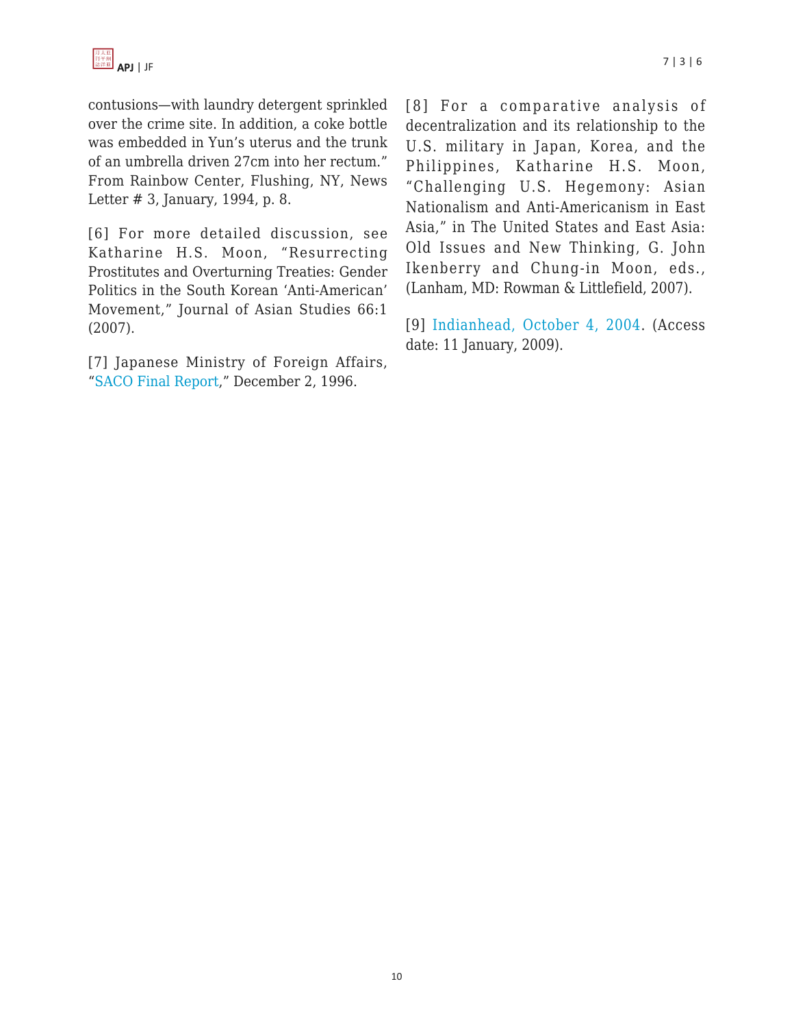contusions—with laundry detergent sprinkled over the crime site. In addition, a coke bottle was embedded in Yun's uterus and the trunk of an umbrella driven 27cm into her rectum." From Rainbow Center, Flushing, NY, News Letter # 3, January, 1994, p. 8.

[6] For more detailed discussion, see Katharine H.S. Moon, "Resurrecting Prostitutes and Overturning Treaties: Gender Politics in the South Korean 'Anti-American' Movement," Journal of Asian Studies 66:1 (2007).

[7] Japanese Ministry of Foreign Affairs, "SACO Final Report," December 2, 1996.

[8] For a comparative analysis of decentralization and its relationship to the U.S. military in Japan, Korea, and the Philippines, Katharine H.S. Moon, "Challenging U.S. Hegemony: Asian Nationalism and Anti-Americanism in East Asia," in The United States and East Asia: Old Issues and New Thinking, G. John Ikenberry and Chung-in Moon, eds., (Lanham, MD: Rowman & Littlefield, 2007).

[9] Indianhead, October 4, 2004. (Access date: 11 January, 2009).